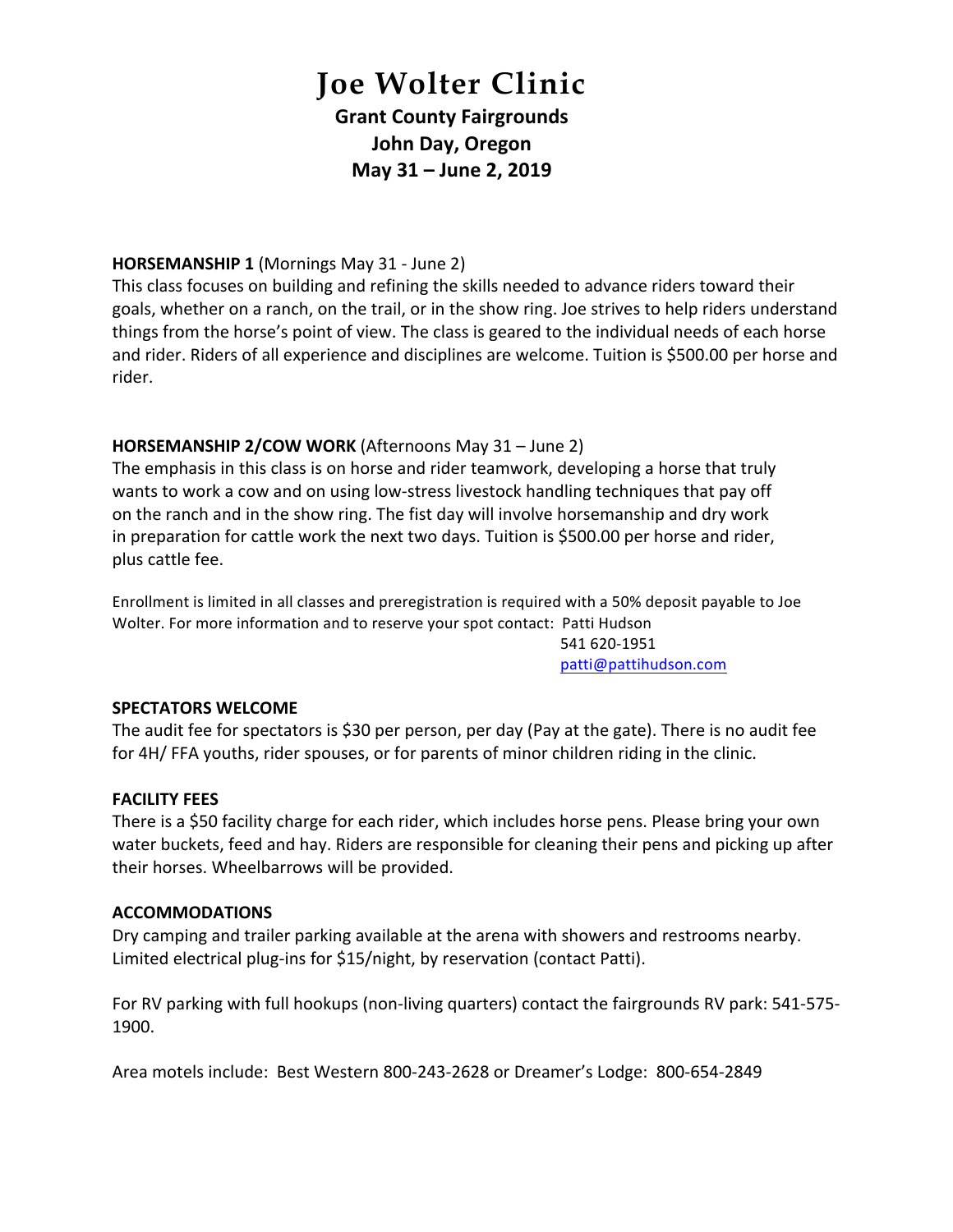# Joe Wolter Clinic

## Grant County Fairgrounds
## John Day, Oregon
## May 31 – June 2, 2019

**HORSEMANSHIP 1** (Mornings May 31 - June 2)
This class focuses on building and refining the skills needed to advance riders toward their goals, whether on a ranch, on the trail, or in the show ring. Joe strives to help riders understand things from the horse's point of view. The class is geared to the individual needs of each horse and rider. Riders of all experience and disciplines are welcome. Tuition is $500.00 per horse and rider.

**HORSEMANSHIP 2/COW WORK** (Afternoons May 31 – June 2)
The emphasis in this class is on horse and rider teamwork, developing a horse that truly wants to work a cow and on using low-stress livestock handling techniques that pay off on the ranch and in the show ring. The fist day will involve horsemanship and dry work in preparation for cattle work the next two days. Tuition is $500.00 per horse and rider, plus cattle fee.

Enrollment is limited in all classes and preregistration is required with a 50% deposit payable to Joe Wolter. For more information and to reserve your spot contact: Patti Hudson
541 620-1951
patti@pattihudson.com

**SPECTATORS WELCOME**
The audit fee for spectators is $30 per person, per day (Pay at the gate). There is no audit fee for 4H/ FFA youths, rider spouses, or for parents of minor children riding in the clinic.

**FACILITY FEES**
There is a $50 facility charge for each rider, which includes horse pens. Please bring your own water buckets, feed and hay. Riders are responsible for cleaning their pens and picking up after their horses. Wheelbarrows will be provided.

**ACCOMMODATIONS**
Dry camping and trailer parking available at the arena with showers and restrooms nearby. Limited electrical plug-ins for $15/night, by reservation (contact Patti).

For RV parking with full hookups (non-living quarters) contact the fairgrounds RV park: 541-575-1900.

Area motels include: Best Western 800-243-2628 or Dreamer's Lodge: 800-654-2849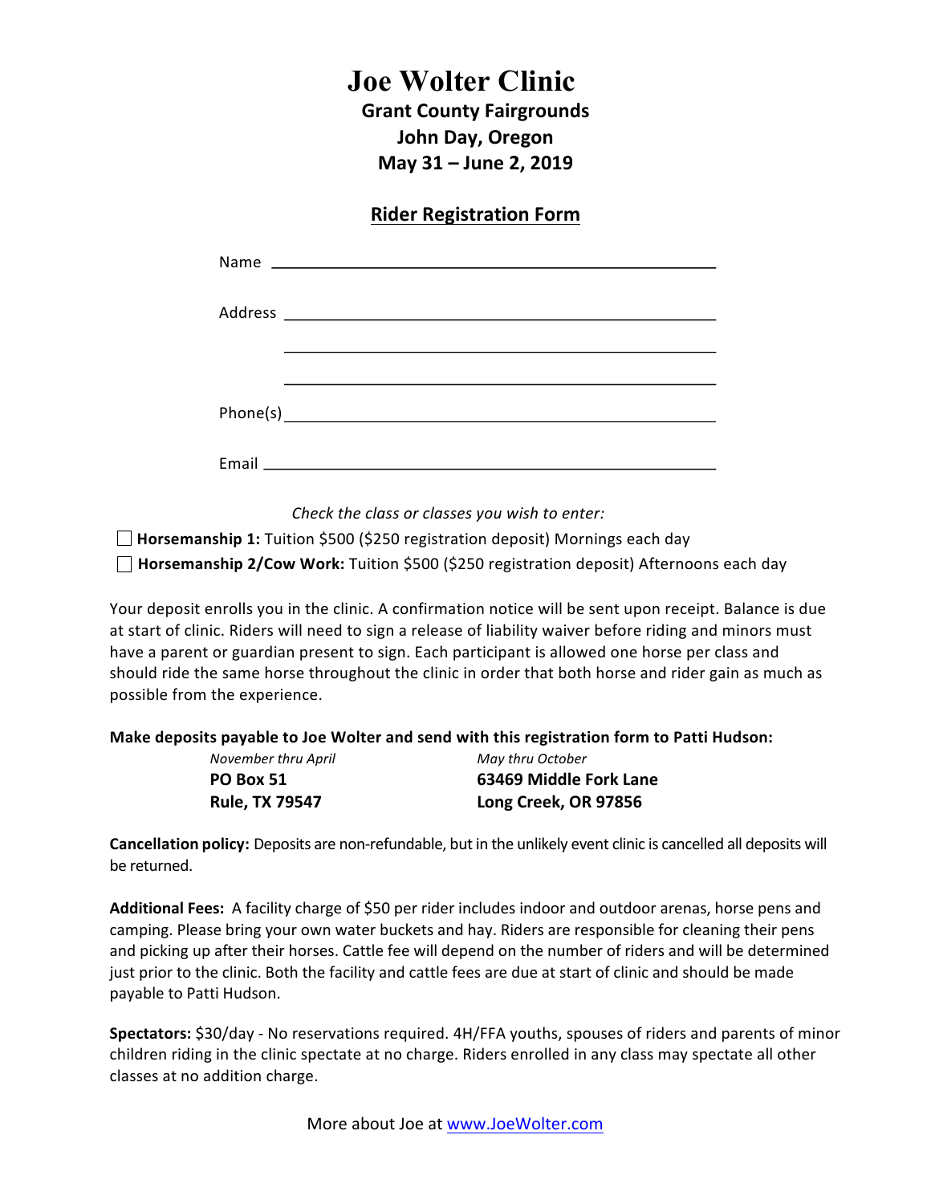# Joe Wolter Clinic

**Grant County Fairgrounds**
**John Day, Oregon**
**May 31 – June 2, 2019**

## Rider Registration Form

Name ______________________________________________

Address ____________________________________________

____________________________________________

____________________________________________

Phone(s) ____________________________________________

Email ______________________________________________

*Check the class or classes you wish to enter:*

- ☐ **Horsemanship 1:** Tuition $500 ($250 registration deposit) Mornings each day
- ☐ **Horsemanship 2/Cow Work:** Tuition $500 ($250 registration deposit) Afternoons each day

Your deposit enrolls you in the clinic. A confirmation notice will be sent upon receipt. Balance is due at start of clinic. Riders will need to sign a release of liability waiver before riding and minors must have a parent or guardian present to sign. Each participant is allowed one horse per class and should ride the same horse throughout the clinic in order that both horse and rider gain as much as possible from the experience.

**Make deposits payable to Joe Wolter and send with this registration form to Patti Hudson:**

| *November thru April* | *May thru October* |
|---|---|
| **PO Box 51** | **63469 Middle Fork Lane** |
| **Rule, TX 79547** | **Long Creek, OR 97856** |

**Cancellation policy:** Deposits are non-refundable, but in the unlikely event clinic is cancelled all deposits will be returned.

**Additional Fees:** A facility charge of $50 per rider includes indoor and outdoor arenas, horse pens and camping. Please bring your own water buckets and hay. Riders are responsible for cleaning their pens and picking up after their horses. Cattle fee will depend on the number of riders and will be determined just prior to the clinic. Both the facility and cattle fees are due at start of clinic and should be made payable to Patti Hudson.

**Spectators:** $30/day - No reservations required. 4H/FFA youths, spouses of riders and parents of minor children riding in the clinic spectate at no charge. Riders enrolled in any class may spectate all other classes at no addition charge.

More about Joe at [www.JoeWolter.com](http://www.JoeWolter.com)